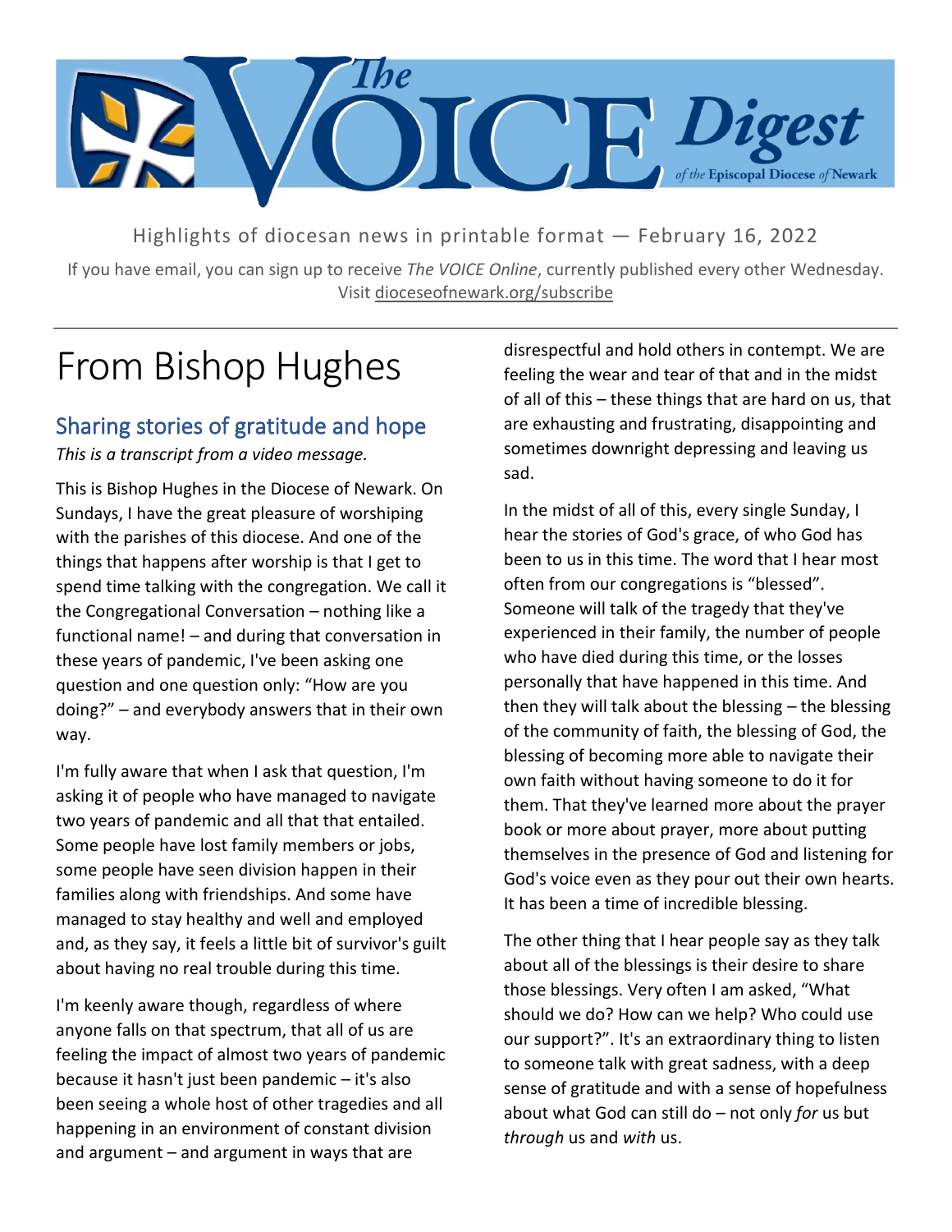# The VOICE Digest of the Episcopal Diocese of Newark

Highlights of diocesan news in printable format — February 16, 2022

If you have email, you can sign up to receive *The VOICE Online*, currently published every other Wednesday. Visit dioceseofnewark.org/subscribe

---

# From Bishop Hughes

## Sharing stories of gratitude and hope

*This is a transcript from a video message.*

This is Bishop Hughes in the Diocese of Newark. On Sundays, I have the great pleasure of worshiping with the parishes of this diocese. And one of the things that happens after worship is that I get to spend time talking with the congregation. We call it the Congregational Conversation – nothing like a functional name! – and during that conversation in these years of pandemic, I've been asking one question and one question only: "How are you doing?" – and everybody answers that in their own way.

I'm fully aware that when I ask that question, I'm asking it of people who have managed to navigate two years of pandemic and all that that entailed. Some people have lost family members or jobs, some people have seen division happen in their families along with friendships. And some have managed to stay healthy and well and employed and, as they say, it feels a little bit of survivor's guilt about having no real trouble during this time.

I'm keenly aware though, regardless of where anyone falls on that spectrum, that all of us are feeling the impact of almost two years of pandemic because it hasn't just been pandemic – it's also been seeing a whole host of other tragedies and all happening in an environment of constant division and argument – and argument in ways that are disrespectful and hold others in contempt. We are feeling the wear and tear of that and in the midst of all of this – these things that are hard on us, that are exhausting and frustrating, disappointing and sometimes downright depressing and leaving us sad.

In the midst of all of this, every single Sunday, I hear the stories of God's grace, of who God has been to us in this time. The word that I hear most often from our congregations is "blessed". Someone will talk of the tragedy that they've experienced in their family, the number of people who have died during this time, or the losses personally that have happened in this time. And then they will talk about the blessing – the blessing of the community of faith, the blessing of God, the blessing of becoming more able to navigate their own faith without having someone to do it for them. That they've learned more about the prayer book or more about prayer, more about putting themselves in the presence of God and listening for God's voice even as they pour out their own hearts. It has been a time of incredible blessing.

The other thing that I hear people say as they talk about all of the blessings is their desire to share those blessings. Very often I am asked, "What should we do? How can we help? Who could use our support?". It's an extraordinary thing to listen to someone talk with great sadness, with a deep sense of gratitude and with a sense of hopefulness about what God can still do – not only *for* us but *through* us and *with* us.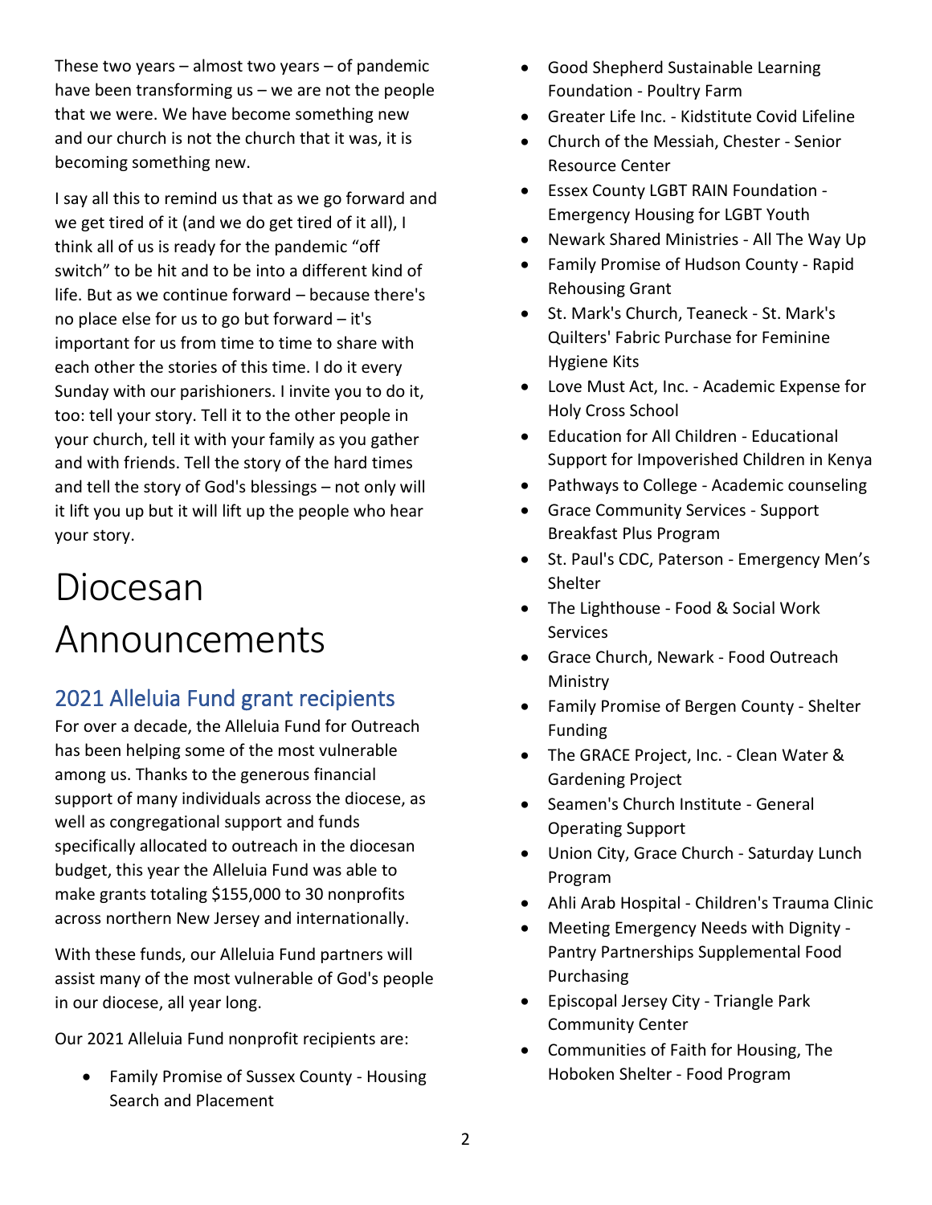These two years – almost two years – of pandemic have been transforming us – we are not the people that we were. We have become something new and our church is not the church that it was, it is becoming something new.

I say all this to remind us that as we go forward and we get tired of it (and we do get tired of it all), I think all of us is ready for the pandemic "off switch" to be hit and to be into a different kind of life. But as we continue forward – because there's no place else for us to go but forward – it's important for us from time to time to share with each other the stories of this time. I do it every Sunday with our parishioners. I invite you to do it, too: tell your story. Tell it to the other people in your church, tell it with your family as you gather and with friends. Tell the story of the hard times and tell the story of God's blessings – not only will it lift you up but it will lift up the people who hear your story.

# Diocesan Announcements

## 2021 Alleluia Fund grant recipients

For over a decade, the Alleluia Fund for Outreach has been helping some of the most vulnerable among us. Thanks to the generous financial support of many individuals across the diocese, as well as congregational support and funds specifically allocated to outreach in the diocesan budget, this year the Alleluia Fund was able to make grants totaling $155,000 to 30 nonprofits across northern New Jersey and internationally.

With these funds, our Alleluia Fund partners will assist many of the most vulnerable of God's people in our diocese, all year long.

Our 2021 Alleluia Fund nonprofit recipients are:

- Family Promise of Sussex County - Housing Search and Placement
- Good Shepherd Sustainable Learning Foundation - Poultry Farm
- Greater Life Inc. - Kidstitute Covid Lifeline
- Church of the Messiah, Chester - Senior Resource Center
- Essex County LGBT RAIN Foundation - Emergency Housing for LGBT Youth
- Newark Shared Ministries - All The Way Up
- Family Promise of Hudson County - Rapid Rehousing Grant
- St. Mark's Church, Teaneck - St. Mark's Quilters' Fabric Purchase for Feminine Hygiene Kits
- Love Must Act, Inc. - Academic Expense for Holy Cross School
- Education for All Children - Educational Support for Impoverished Children in Kenya
- Pathways to College - Academic counseling
- Grace Community Services - Support Breakfast Plus Program
- St. Paul's CDC, Paterson - Emergency Men's Shelter
- The Lighthouse - Food & Social Work Services
- Grace Church, Newark - Food Outreach Ministry
- Family Promise of Bergen County - Shelter Funding
- The GRACE Project, Inc. - Clean Water & Gardening Project
- Seamen's Church Institute - General Operating Support
- Union City, Grace Church - Saturday Lunch Program
- Ahli Arab Hospital - Children's Trauma Clinic
- Meeting Emergency Needs with Dignity - Pantry Partnerships Supplemental Food Purchasing
- Episcopal Jersey City - Triangle Park Community Center
- Communities of Faith for Housing, The Hoboken Shelter - Food Program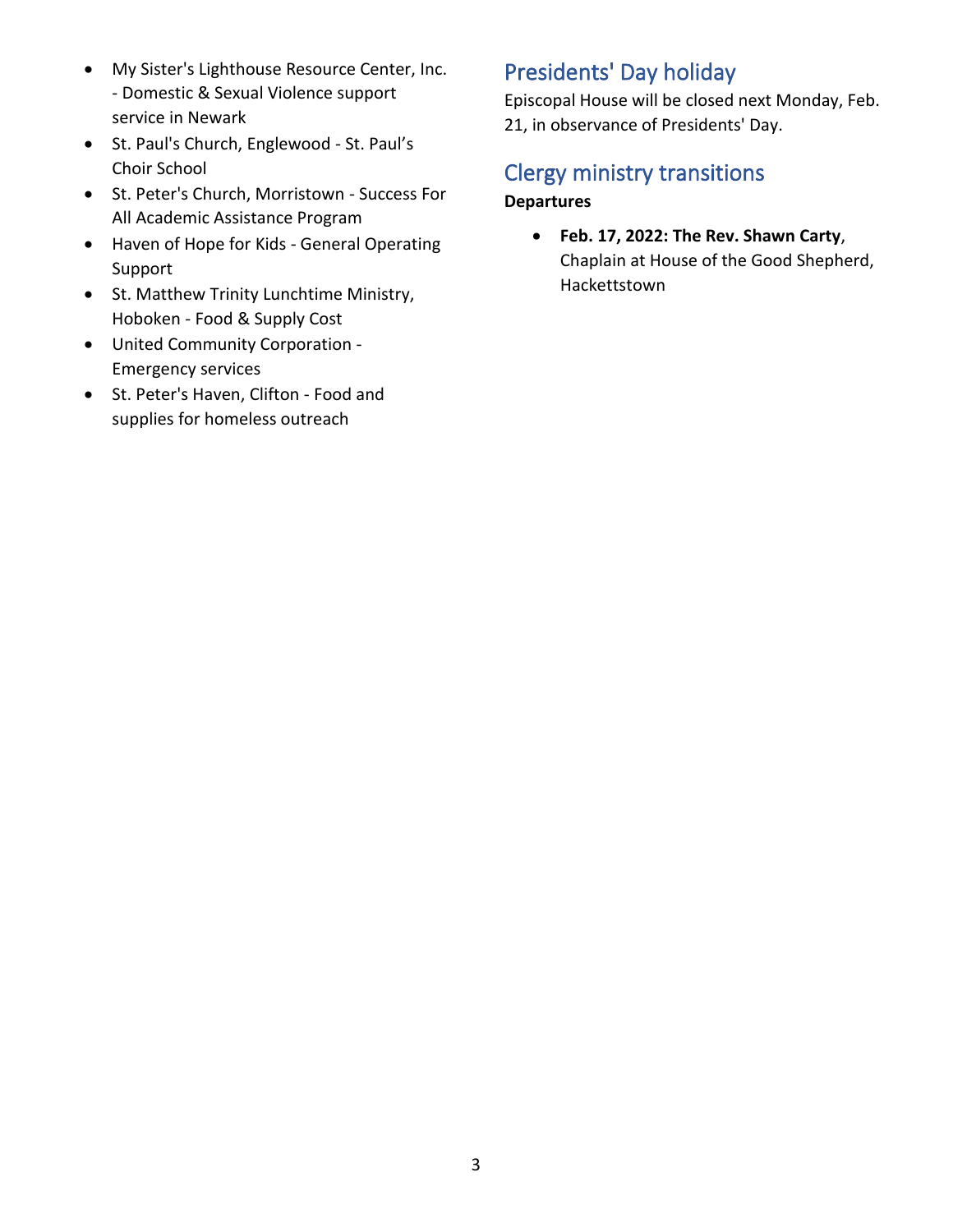- My Sister's Lighthouse Resource Center, Inc. - Domestic & Sexual Violence support service in Newark
- St. Paul's Church, Englewood - St. Paul's Choir School
- St. Peter's Church, Morristown - Success For All Academic Assistance Program
- Haven of Hope for Kids - General Operating Support
- St. Matthew Trinity Lunchtime Ministry, Hoboken - Food & Supply Cost
- United Community Corporation - Emergency services
- St. Peter's Haven, Clifton - Food and supplies for homeless outreach

## Presidents' Day holiday

Episcopal House will be closed next Monday, Feb. 21, in observance of Presidents' Day.

## Clergy ministry transitions

**Departures**

- **Feb. 17, 2022: The Rev. Shawn Carty**, Chaplain at House of the Good Shepherd, Hackettstown